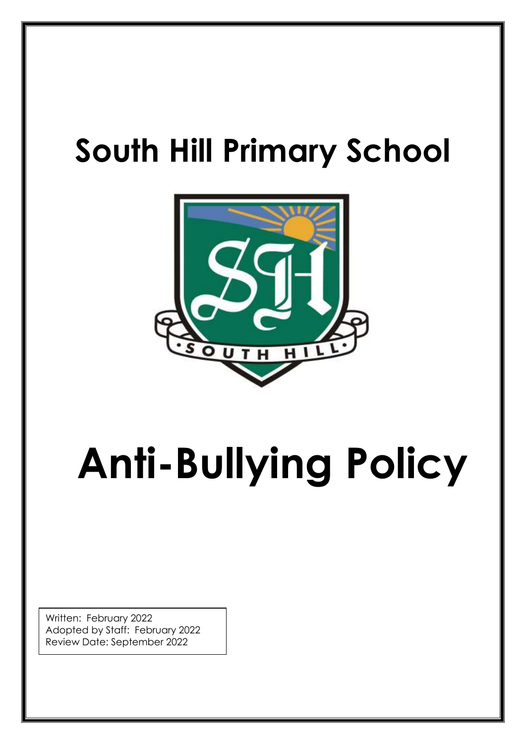# South Hill Primary School

# Anti-Bullying Policy

Written: February 2022
Adopted by Staff: February 2022
Review Date: September 2022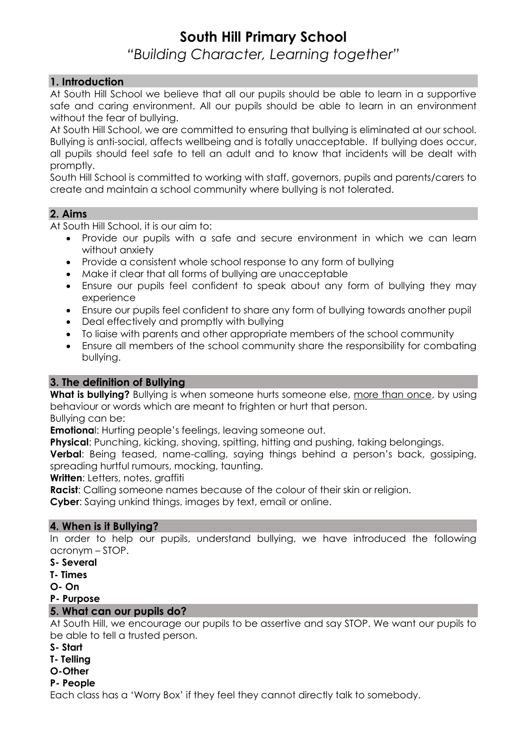# South Hill Primary School

*"Building Character, Learning together"*

## 1. Introduction

At South Hill School we believe that all our pupils should be able to learn in a supportive safe and caring environment. All our pupils should be able to learn in an environment without the fear of bullying.

At South Hill School, we are committed to ensuring that bullying is eliminated at our school. Bullying is anti-social, affects wellbeing and is totally unacceptable. If bullying does occur, all pupils should feel safe to tell an adult and to know that incidents will be dealt with promptly.

South Hill School is committed to working with staff, governors, pupils and parents/carers to create and maintain a school community where bullying is not tolerated.

## 2. Aims

At South Hill School, it is our aim to:

- Provide our pupils with a safe and secure environment in which we can learn without anxiety
- Provide a consistent whole school response to any form of bullying
- Make it clear that all forms of bullying are unacceptable
- Ensure our pupils feel confident to speak about any form of bullying they may experience
- Ensure our pupils feel confident to share any form of bullying towards another pupil
- Deal effectively and promptly with bullying
- To liaise with parents and other appropriate members of the school community
- Ensure all members of the school community share the responsibility for combating bullying.

## 3. The definition of Bullying

**What is bullying?** Bullying is when someone hurts someone else, more than once, by using behaviour or words which are meant to frighten or hurt that person.

Bullying can be:

**Emotional**: Hurting people's feelings, leaving someone out.

**Physical**: Punching, kicking, shoving, spitting, hitting and pushing, taking belongings.

**Verbal**: Being teased, name-calling, saying things behind a person's back, gossiping, spreading hurtful rumours, mocking, taunting.

**Written**: Letters, notes, graffiti

**Racist**: Calling someone names because of the colour of their skin or religion.

**Cyber**: Saying unkind things, images by text, email or online.

## 4. When is it Bullying?

In order to help our pupils, understand bullying, we have introduced the following acronym – STOP.

**S- Several**
**T- Times**
**O- On**
**P- Purpose**

## 5. What can our pupils do?

At South Hill, we encourage our pupils to be assertive and say STOP. We want our pupils to be able to tell a trusted person.

**S- Start**
**T- Telling**
**O-Other**
**P- People**

Each class has a 'Worry Box' if they feel they cannot directly talk to somebody.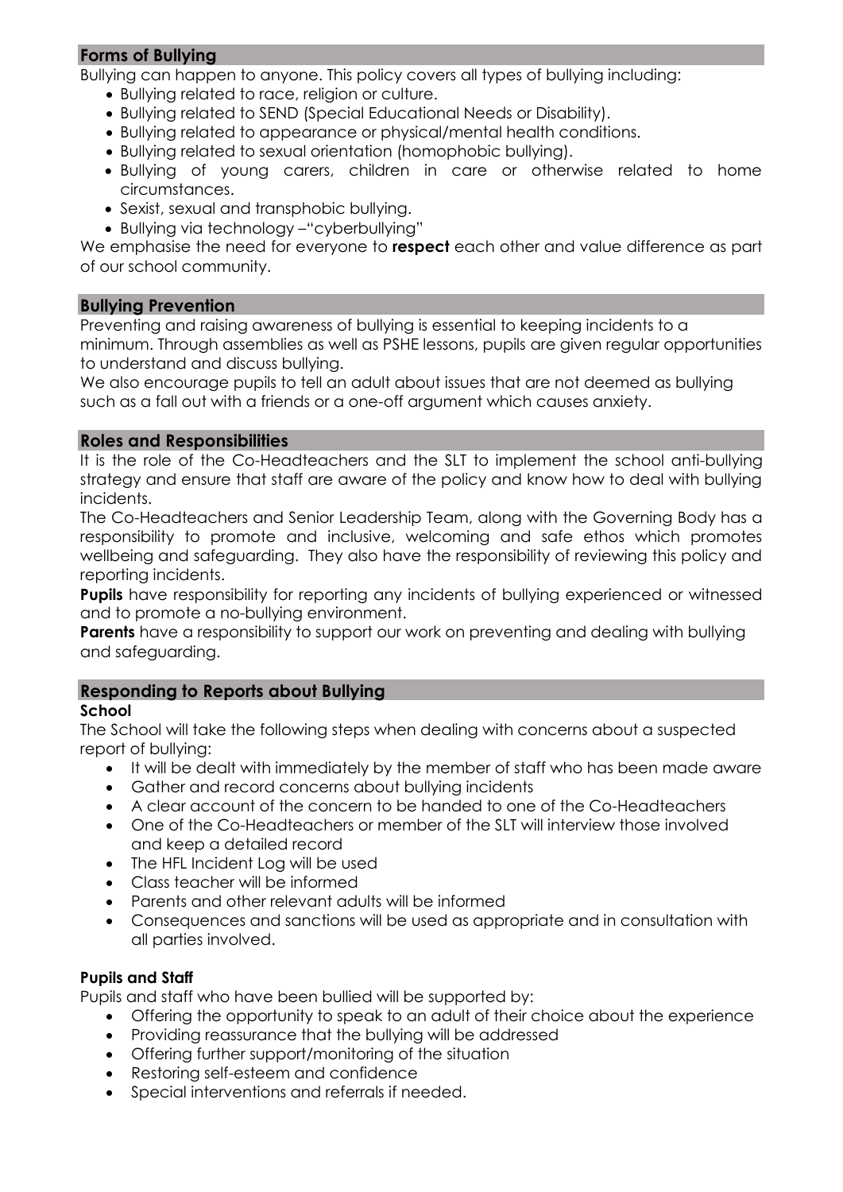## Forms of Bullying

Bullying can happen to anyone. This policy covers all types of bullying including:

- Bullying related to race, religion or culture.
- Bullying related to SEND (Special Educational Needs or Disability).
- Bullying related to appearance or physical/mental health conditions.
- Bullying related to sexual orientation (homophobic bullying).
- Bullying of young carers, children in care or otherwise related to home circumstances.
- Sexist, sexual and transphobic bullying.
- Bullying via technology –"cyberbullying"

We emphasise the need for everyone to **respect** each other and value difference as part of our school community.

## Bullying Prevention

Preventing and raising awareness of bullying is essential to keeping incidents to a minimum. Through assemblies as well as PSHE lessons, pupils are given regular opportunities to understand and discuss bullying.

We also encourage pupils to tell an adult about issues that are not deemed as bullying such as a fall out with a friends or a one-off argument which causes anxiety.

## Roles and Responsibilities

It is the role of the Co-Headteachers and the SLT to implement the school anti-bullying strategy and ensure that staff are aware of the policy and know how to deal with bullying incidents.

The Co-Headteachers and Senior Leadership Team, along with the Governing Body has a responsibility to promote and inclusive, welcoming and safe ethos which promotes wellbeing and safeguarding. They also have the responsibility of reviewing this policy and reporting incidents.

**Pupils** have responsibility for reporting any incidents of bullying experienced or witnessed and to promote a no-bullying environment.

**Parents** have a responsibility to support our work on preventing and dealing with bullying and safeguarding.

## Responding to Reports about Bullying

### School

The School will take the following steps when dealing with concerns about a suspected report of bullying:

- It will be dealt with immediately by the member of staff who has been made aware
- Gather and record concerns about bullying incidents
- A clear account of the concern to be handed to one of the Co-Headteachers
- One of the Co-Headteachers or member of the SLT will interview those involved and keep a detailed record
- The HFL Incident Log will be used
- Class teacher will be informed
- Parents and other relevant adults will be informed
- Consequences and sanctions will be used as appropriate and in consultation with all parties involved.

### Pupils and Staff

Pupils and staff who have been bullied will be supported by:

- Offering the opportunity to speak to an adult of their choice about the experience
- Providing reassurance that the bullying will be addressed
- Offering further support/monitoring of the situation
- Restoring self-esteem and confidence
- Special interventions and referrals if needed.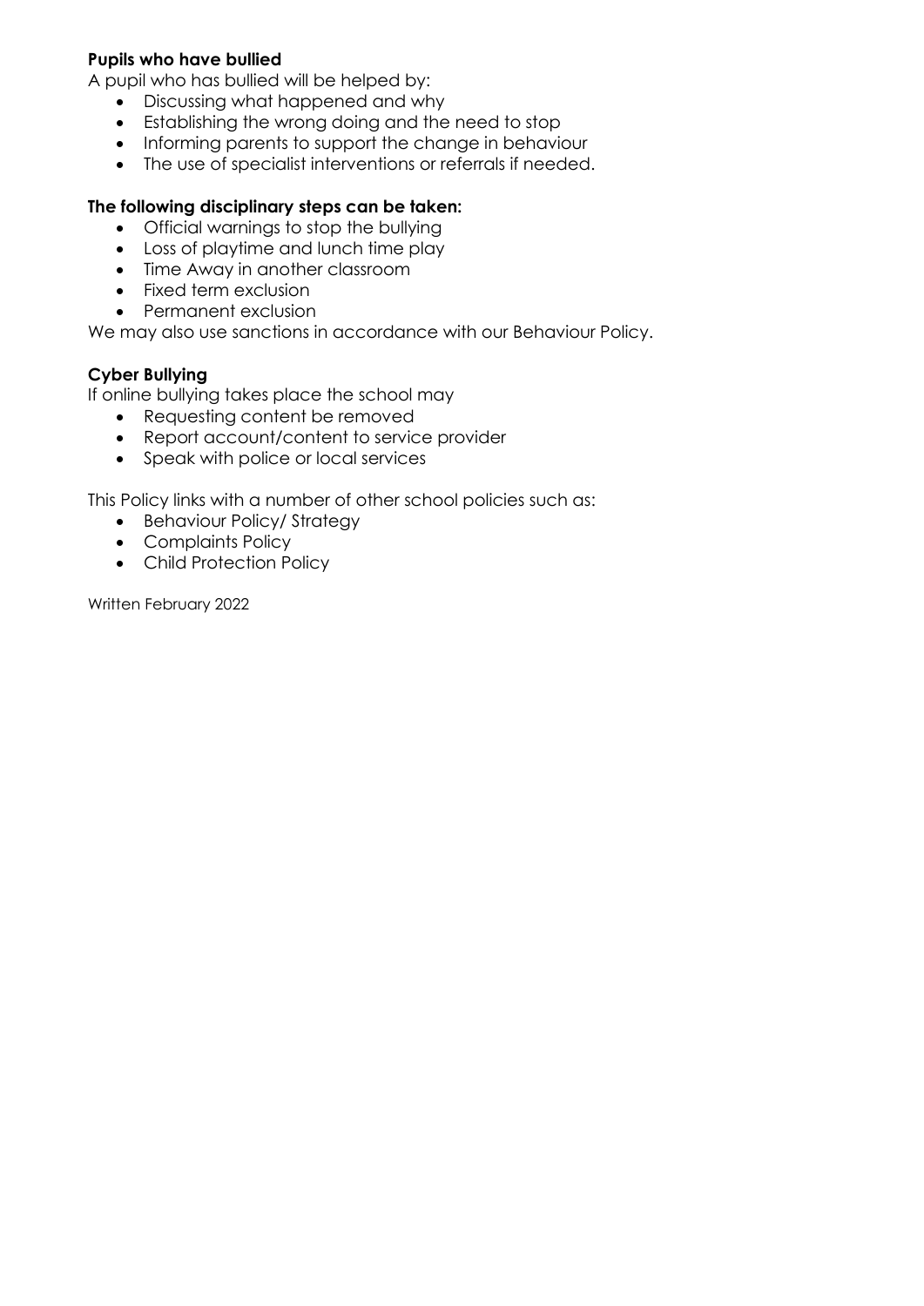**Pupils who have bullied**

A pupil who has bullied will be helped by:

- Discussing what happened and why
- Establishing the wrong doing and the need to stop
- Informing parents to support the change in behaviour
- The use of specialist interventions or referrals if needed.

**The following disciplinary steps can be taken:**

- Official warnings to stop the bullying
- Loss of playtime and lunch time play
- Time Away in another classroom
- Fixed term exclusion
- Permanent exclusion

We may also use sanctions in accordance with our Behaviour Policy.

**Cyber Bullying**

If online bullying takes place the school may

- Requesting content be removed
- Report account/content to service provider
- Speak with police or local services

This Policy links with a number of other school policies such as:

- Behaviour Policy/ Strategy
- Complaints Policy
- Child Protection Policy

Written February 2022